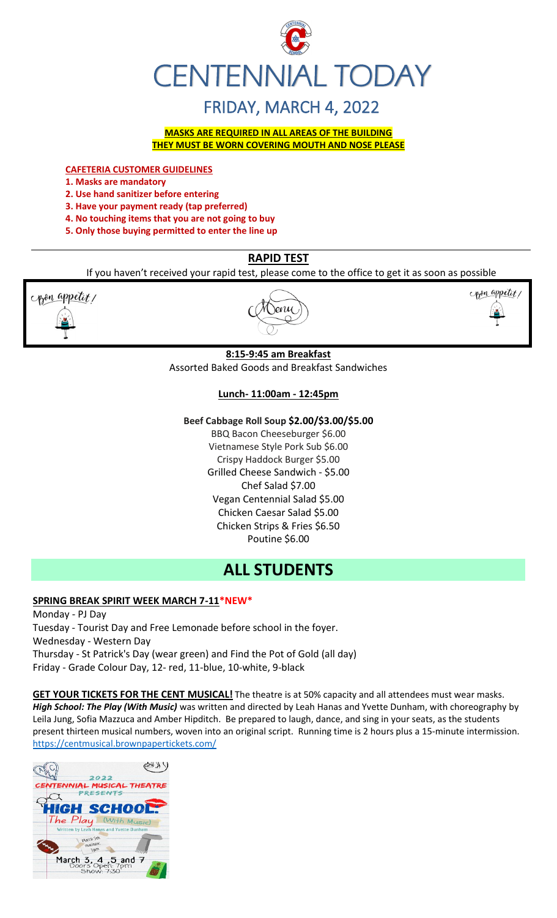# CENTENNIAL TODAY

## FRIDAY, MARCH 4, 2022

**MASKS ARE REQUIRED IN ALL AREAS OF THE BUILDING**
**THEY MUST BE WORN COVERING MOUTH AND NOSE PLEASE**

**CAFETERIA CUSTOMER GUIDELINES**

1. **Masks are mandatory**
2. **Use hand sanitizer before entering**
3. **Have your payment ready (tap preferred)**
4. **No touching items that you are not going to buy**
5. **Only those buying permitted to enter the line up**

### RAPID TEST

If you haven't received your rapid test, please come to the office to get it as soon as possible

Bon appetit! Menu Bon appetit!

**8:15-9:45 am Breakfast**
Assorted Baked Goods and Breakfast Sandwiches

**Lunch- 11:00am - 12:45pm**

**Beef Cabbage Roll Soup $2.00/$3.00/$5.00**
BBQ Bacon Cheeseburger $6.00
Vietnamese Style Pork Sub $6.00
Crispy Haddock Burger $5.00
Grilled Cheese Sandwich - $5.00
Chef Salad $7.00
Vegan Centennial Salad $5.00
Chicken Caesar Salad $5.00
Chicken Strips & Fries $6.50
Poutine $6.00

# ALL STUDENTS

**SPRING BREAK SPIRIT WEEK MARCH 7-11*NEW***

Monday - PJ Day
Tuesday - Tourist Day and Free Lemonade before school in the foyer.
Wednesday - Western Day
Thursday - St Patrick's Day (wear green) and Find the Pot of Gold (all day)
Friday - Grade Colour Day, 12- red, 11-blue, 10-white, 9-black

**GET YOUR TICKETS FOR THE CENT MUSICAL!** The theatre is at 50% capacity and all attendees must wear masks. ***High School: The Play (With Music)*** was written and directed by Leah Hanas and Yvette Dunham, with choreography by Leila Jung, Sofia Mazzuca and Amber Hipditch. Be prepared to laugh, dance, and sing in your seats, as the students present thirteen musical numbers, woven into an original script. Running time is 2 hours plus a 15-minute intermission. https://centmusical.brownpapertickets.com/

2022 CENTENNIAL MUSICAL THEATRE PRESENTS HIGH SCHOOL: The Play (With Music) Written by Leah Hanas and Yvette Dunham. March 5th matinee 1pm. March 3, 4, 5 and 7. Doors Open: 7pm Show: 7:30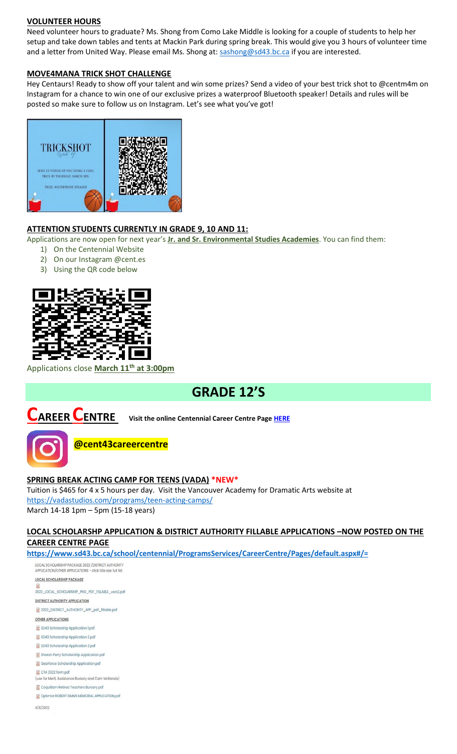## VOLUNTEER HOURS

Need volunteer hours to graduate? Ms. Shong from Como Lake Middle is looking for a couple of students to help her setup and take down tables and tents at Mackin Park during spring break. This would give you 3 hours of volunteer time and a letter from United Way. Please email Ms. Shong at: sashong@sd43.bc.ca if you are interested.

## MOVE4MANA TRICK SHOT CHALLENGE

Hey Centaurs! Ready to show off your talent and win some prizes? Send a video of your best trick shot to @centm4m on Instagram for a chance to win one of our exclusive prizes a waterproof Bluetooth speaker! Details and rules will be posted so make sure to follow us on Instagram. Let's see what you've got!

TRICKSHOT
Week 4

SEND US VIDEOS OF YOU DOING A COOL TRICK BY THURSDAY, MARCH 3RD.

PRIZE: WATERPROOF SPEAKER

## ATTENTION STUDENTS CURRENTLY IN GRADE 9, 10 AND 11:

Applications are now open for next year's **Jr. and Sr. Environmental Studies Academies**. You can find them:

1) On the Centennial Website
2) On our Instagram @cent.es
3) Using the QR code below

Applications close **March 11th at 3:00pm**

# GRADE 12'S

## CAREER CENTRE

**Visit the online Centennial Career Centre Page HERE**

**@cent43careercentre**

## SPRING BREAK ACTING CAMP FOR TEENS (VADA) *NEW*

Tuition is $465 for 4 x 5 hours per day. Visit the Vancouver Academy for Dramatic Arts website at https://vadastudios.com/programs/teen-acting-camps/

March 14-18 1pm – 5pm (15-18 years)

## LOCAL SCHOLARSHP APPLICATION & DISTRICT AUTHORITY FILLABLE APPLICATIONS –NOW POSTED ON THE CAREER CENTRE PAGE

**https://www.sd43.bc.ca/school/centennial/ProgramsServices/CareerCentre/Pages/default.aspx#/=**

LOCAL SCHOLARSHIP PACKAGE 2022 /DISTRICT AUTHORITY APPLICATION/OTHER APPLICATIONS – click title see full list

LOCAL SCHOLARSHIP PACKAGE

2022_LOCAL_SCHOLARSHIP_PKG_PDF_FILLABLE_vers2.pdf

DISTRICT AUTHORITY APPLICATION

2022_DISTRICT_AUTHORITY_APP_pdf_fillable.pdf

OTHER APPLICATIONS

- SD43 Scholarship Application 1.pdf
- SD43 Scholarship Application 2.pdf
- SD43 Scholarship Application 3.pdf
- Sharon Perry Scholarship Application.pdf
- Gearforce Scholarship Application.pdf
- CTA 2022 form.pdf (use for Merit, Assistance Bursary and Cam McKenzie)
- Coquitlam Retired Teachers Bursary.pdf
- Optimist ROBERT SIMMS MEMORIAL APPLICATION.pdf

4/8/2022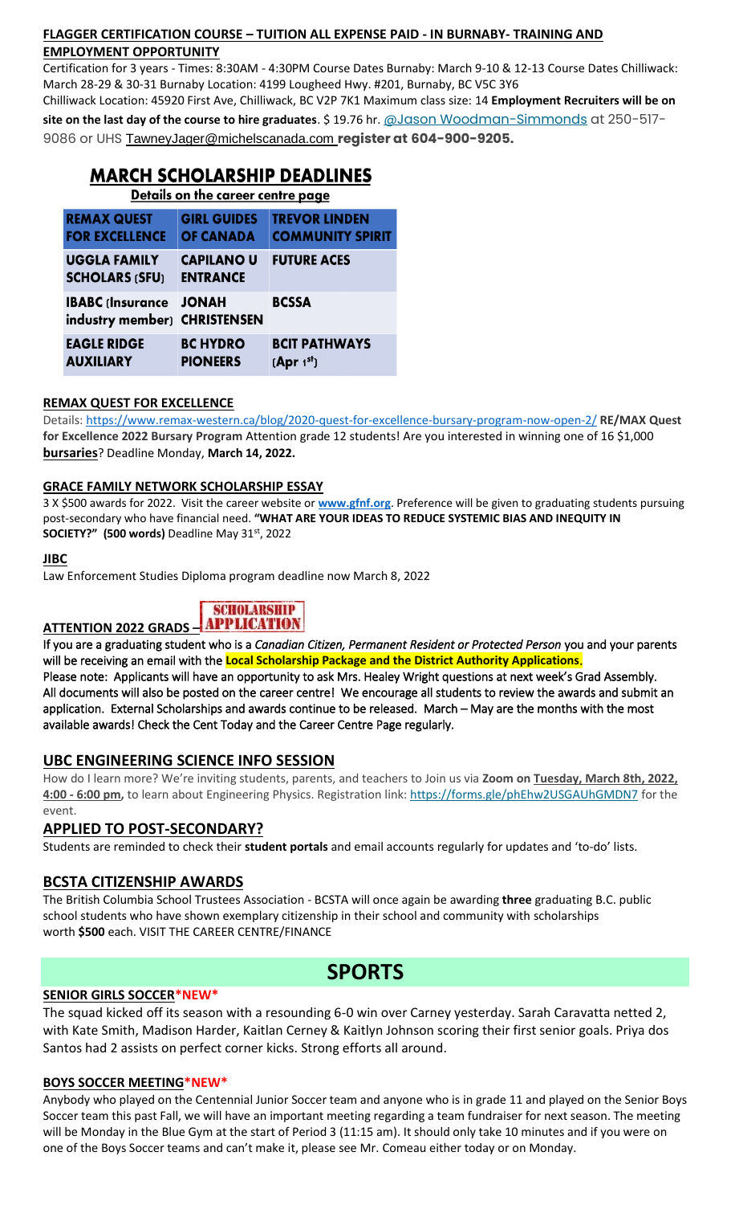#### FLAGGER CERTIFICATION COURSE – TUITION ALL EXPENSE PAID - IN BURNABY- TRAINING AND EMPLOYMENT OPPORTUNITY

Certification for 3 years - Times: 8:30AM - 4:30PM Course Dates Burnaby: March 9-10 & 12-13 Course Dates Chilliwack: March 28-29 & 30-31 Burnaby Location: 4199 Lougheed Hwy. #201, Burnaby, BC V5C 3Y6
Chilliwack Location: 45920 First Ave, Chilliwack, BC V2P 7K1 Maximum class size: 14 **Employment Recruiters will be on site on the last day of the course to hire graduates**. $ 19.76 hr. @Jason Woodman-Simmonds at 250-517-9086 or UHS TawneyJager@michelscanada.com **register at 604-900-9205.**

## MARCH SCHOLARSHIP DEADLINES

**Details on the career centre page**

| REMAX QUEST FOR EXCELLENCE | GIRL GUIDES OF CANADA | TREVOR LINDEN COMMUNITY SPIRIT |
|---|---|---|
| UGGLA FAMILY SCHOLARS (SFU) | CAPILANO U ENTRANCE | FUTURE ACES |
| IBABC (Insurance industry member) | JONAH CHRISTENSEN | BCSSA |
| EAGLE RIDGE AUXILIARY | BC HYDRO PIONEERS | BCIT PATHWAYS (Apr 1st) |

#### REMAX QUEST FOR EXCELLENCE

Details: https://www.remax-western.ca/blog/2020-quest-for-excellence-bursary-program-now-open-2/ **RE/MAX Quest for Excellence 2022 Bursary Program** Attention grade 12 students! Are you interested in winning one of 16 $1,000 **bursaries**? Deadline Monday, **March 14, 2022.**

#### GRACE FAMILY NETWORK SCHOLARSHIP ESSAY

3 X $500 awards for 2022. Visit the career website or **www.gfnf.org**. Preference will be given to graduating students pursuing post-secondary who have financial need. **"WHAT ARE YOUR IDEAS TO REDUCE SYSTEMIC BIAS AND INEQUITY IN SOCIETY?" (500 words)** Deadline May 31st, 2022

#### JIBC

Law Enforcement Studies Diploma program deadline now March 8, 2022

#### ATTENTION 2022 GRADS – SCHOLARSHIP APPLICATION

If you are a graduating student who is a *Canadian Citizen, Permanent Resident or Protected Person* you and your parents will be receiving an email with the **Local Scholarship Package and the District Authority Applications**.
Please note: Applicants will have an opportunity to ask Mrs. Healey Wright questions at next week's Grad Assembly. All documents will also be posted on the career centre! We encourage all students to review the awards and submit an application. External Scholarships and awards continue to be released. March – May are the months with the most available awards! Check the Cent Today and the Career Centre Page regularly.

### UBC ENGINEERING SCIENCE INFO SESSION

How do I learn more? We're inviting students, parents, and teachers to Join us via **Zoom on Tuesday, March 8th, 2022, 4:00 - 6:00 pm,** to learn about Engineering Physics. Registration link: https://forms.gle/phEhw2USGAUhGMDN7 for the event.

### APPLIED TO POST-SECONDARY?

Students are reminded to check their **student portals** and email accounts regularly for updates and 'to-do' lists.

### BCSTA CITIZENSHIP AWARDS

The British Columbia School Trustees Association - BCSTA will once again be awarding **three** graduating B.C. public school students who have shown exemplary citizenship in their school and community with scholarships worth **$500** each. VISIT THE CAREER CENTRE/FINANCE

# SPORTS

#### SENIOR GIRLS SOCCER*NEW*

The squad kicked off its season with a resounding 6-0 win over Carney yesterday. Sarah Caravatta netted 2, with Kate Smith, Madison Harder, Kaitlan Cerney & Kaitlyn Johnson scoring their first senior goals. Priya dos Santos had 2 assists on perfect corner kicks. Strong efforts all around.

#### BOYS SOCCER MEETING*NEW*

Anybody who played on the Centennial Junior Soccer team and anyone who is in grade 11 and played on the Senior Boys Soccer team this past Fall, we will have an important meeting regarding a team fundraiser for next season. The meeting will be Monday in the Blue Gym at the start of Period 3 (11:15 am). It should only take 10 minutes and if you were on one of the Boys Soccer teams and can't make it, please see Mr. Comeau either today or on Monday.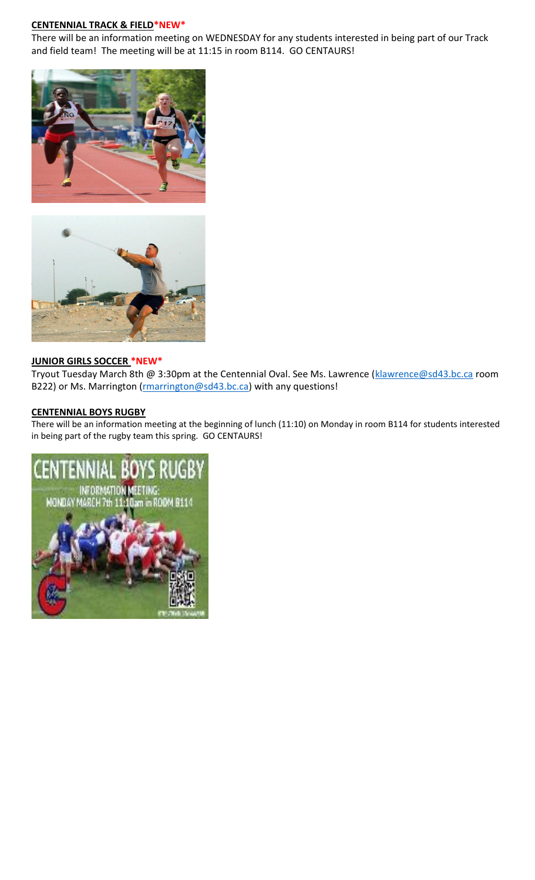**CENTENNIAL TRACK & FIELD*NEW***

There will be an information meeting on WEDNESDAY for any students interested in being part of our Track and field team! The meeting will be at 11:15 in room B114. GO CENTAURS!

**JUNIOR GIRLS SOCCER *NEW***

Tryout Tuesday March 8th @ 3:30pm at the Centennial Oval. See Ms. Lawrence (klawrence@sd43.bc.ca room B222) or Ms. Marrington (rmarrington@sd43.bc.ca) with any questions!

**CENTENNIAL BOYS RUGBY**

There will be an information meeting at the beginning of lunch (11:10) on Monday in room B114 for students interested in being part of the rugby team this spring. GO CENTAURS!